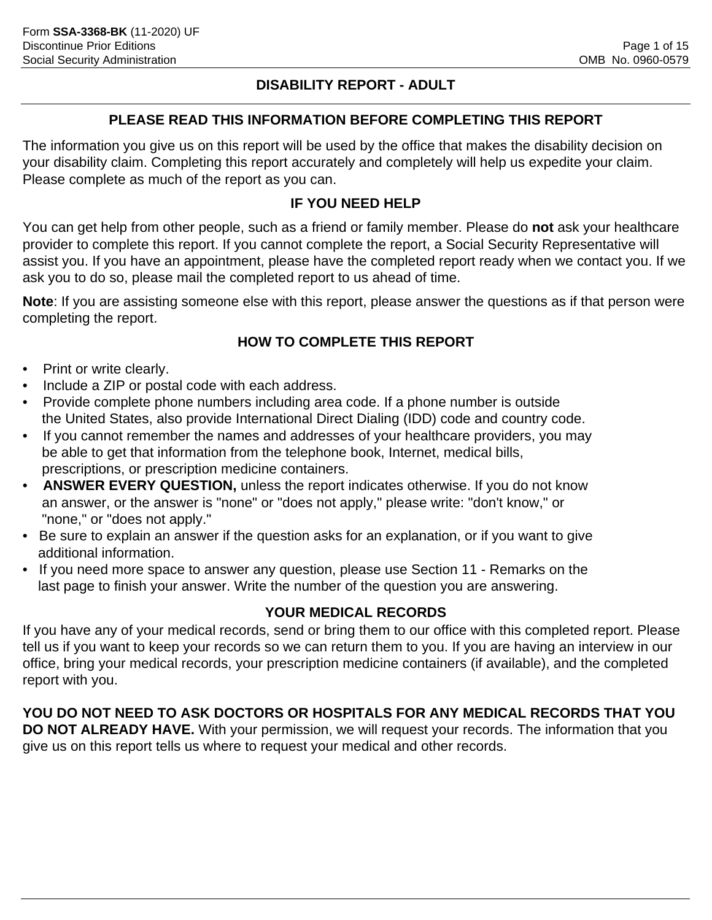Form **SSA-3368-BK** (11-2020) UF
Discontinue Prior Editions
Social Security Administration

OMB No. 0960-0579

# DISABILITY REPORT - ADULT

## PLEASE READ THIS INFORMATION BEFORE COMPLETING THIS REPORT

The information you give us on this report will be used by the office that makes the disability decision on your disability claim. Completing this report accurately and completely will help us expedite your claim. Please complete as much of the report as you can.

### IF YOU NEED HELP

You can get help from other people, such as a friend or family member. Please do **not** ask your healthcare provider to complete this report. If you cannot complete the report, a Social Security Representative will assist you. If you have an appointment, please have the completed report ready when we contact you. If we ask you to do so, please mail the completed report to us ahead of time.

**Note**: If you are assisting someone else with this report, please answer the questions as if that person were completing the report.

### HOW TO COMPLETE THIS REPORT

- Print or write clearly.
- Include a ZIP or postal code with each address.
- Provide complete phone numbers including area code. If a phone number is outside the United States, also provide International Direct Dialing (IDD) code and country code.
- If you cannot remember the names and addresses of your healthcare providers, you may be able to get that information from the telephone book, Internet, medical bills, prescriptions, or prescription medicine containers.
- **ANSWER EVERY QUESTION,** unless the report indicates otherwise. If you do not know an answer, or the answer is "none" or "does not apply," please write: "don't know," or "none," or "does not apply."
- Be sure to explain an answer if the question asks for an explanation, or if you want to give additional information.
- If you need more space to answer any question, please use Section 11 - Remarks on the last page to finish your answer. Write the number of the question you are answering.

### YOUR MEDICAL RECORDS

If you have any of your medical records, send or bring them to our office with this completed report. Please tell us if you want to keep your records so we can return them to you. If you are having an interview in our office, bring your medical records, your prescription medicine containers (if available), and the completed report with you.

**YOU DO NOT NEED TO ASK DOCTORS OR HOSPITALS FOR ANY MEDICAL RECORDS THAT YOU DO NOT ALREADY HAVE.** With your permission, we will request your records. The information that you give us on this report tells us where to request your medical and other records.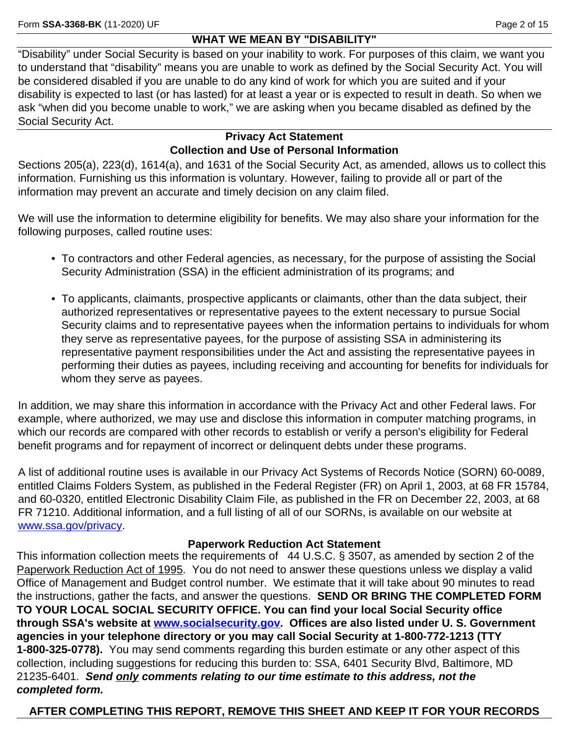## WHAT WE MEAN BY "DISABILITY"

"Disability" under Social Security is based on your inability to work. For purposes of this claim, we want you to understand that "disability" means you are unable to work as defined by the Social Security Act. You will be considered disabled if you are unable to do any kind of work for which you are suited and if your disability is expected to last (or has lasted) for at least a year or is expected to result in death. So when we ask "when did you become unable to work," we are asking when you became disabled as defined by the Social Security Act.

## Privacy Act Statement
## Collection and Use of Personal Information

Sections 205(a), 223(d), 1614(a), and 1631 of the Social Security Act, as amended, allows us to collect this information. Furnishing us this information is voluntary. However, failing to provide all or part of the information may prevent an accurate and timely decision on any claim filed.

We will use the information to determine eligibility for benefits. We may also share your information for the following purposes, called routine uses:

- To contractors and other Federal agencies, as necessary, for the purpose of assisting the Social Security Administration (SSA) in the efficient administration of its programs; and
- To applicants, claimants, prospective applicants or claimants, other than the data subject, their authorized representatives or representative payees to the extent necessary to pursue Social Security claims and to representative payees when the information pertains to individuals for whom they serve as representative payees, for the purpose of assisting SSA in administering its representative payment responsibilities under the Act and assisting the representative payees in performing their duties as payees, including receiving and accounting for benefits for individuals for whom they serve as payees.

In addition, we may share this information in accordance with the Privacy Act and other Federal laws. For example, where authorized, we may use and disclose this information in computer matching programs, in which our records are compared with other records to establish or verify a person's eligibility for Federal benefit programs and for repayment of incorrect or delinquent debts under these programs.

A list of additional routine uses is available in our Privacy Act Systems of Records Notice (SORN) 60-0089, entitled Claims Folders System, as published in the Federal Register (FR) on April 1, 2003, at 68 FR 15784, and 60-0320, entitled Electronic Disability Claim File, as published in the FR on December 22, 2003, at 68 FR 71210. Additional information, and a full listing of all of our SORNs, is available on our website at [www.ssa.gov/privacy](http://www.ssa.gov/privacy).

## Paperwork Reduction Act Statement

This information collection meets the requirements of 44 U.S.C. § 3507, as amended by section 2 of the Paperwork Reduction Act of 1995. You do not need to answer these questions unless we display a valid Office of Management and Budget control number. We estimate that it will take about 90 minutes to read the instructions, gather the facts, and answer the questions. **SEND OR BRING THE COMPLETED FORM TO YOUR LOCAL SOCIAL SECURITY OFFICE. You can find your local Social Security office through SSA's website at [www.socialsecurity.gov](http://www.socialsecurity.gov). Offices are also listed under U. S. Government agencies in your telephone directory or you may call Social Security at 1-800-772-1213 (TTY 1-800-325-0778).** You may send comments regarding this burden estimate or any other aspect of this collection, including suggestions for reducing this burden to: SSA, 6401 Security Blvd, Baltimore, MD 21235-6401. ***Send only comments relating to our time estimate to this address, not the completed form.***

**AFTER COMPLETING THIS REPORT, REMOVE THIS SHEET AND KEEP IT FOR YOUR RECORDS**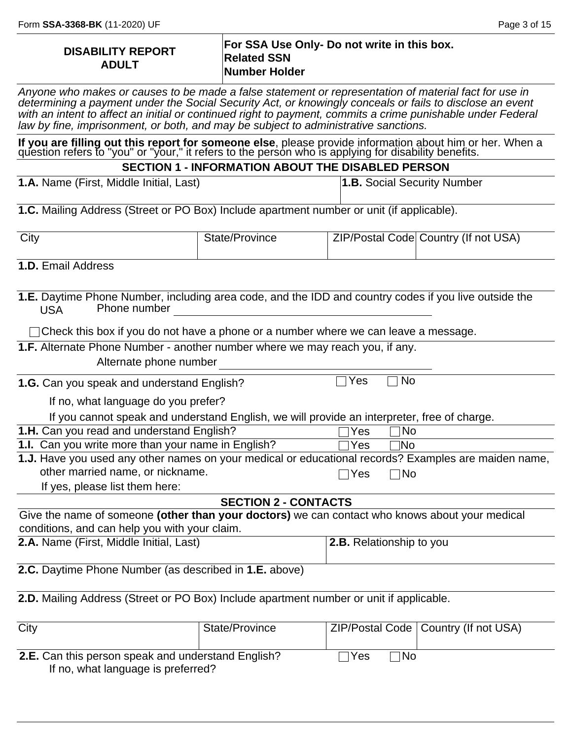## DISABILITY REPORT ADULT

**For SSA Use Only- Do not write in this box.**
**Related SSN**
**Number Holder**

*Anyone who makes or causes to be made a false statement or representation of material fact for use in determining a payment under the Social Security Act, or knowingly conceals or fails to disclose an event with an intent to affect an initial or continued right to payment, commits a crime punishable under Federal law by fine, imprisonment, or both, and may be subject to administrative sanctions.*

**If you are filling out this report for someone else**, please provide information about him or her. When a question refers to "you" or "your," it refers to the person who is applying for disability benefits.

### SECTION 1 - INFORMATION ABOUT THE DISABLED PERSON

| **1.A.** Name (First, Middle Initial, Last) | **1.B.** Social Security Number |
|---|---|
| | |

**1.C.** Mailing Address (Street or PO Box) Include apartment number or unit (if applicable).

| City | State/Province | ZIP/Postal Code | Country (If not USA) |
|---|---|---|---|
| | | | |

**1.D.** Email Address

**1.E.** Daytime Phone Number, including area code, and the IDD and country codes if you live outside the USA

Phone number ______________________________

☐ Check this box if you do not have a phone or a number where we can leave a message.

**1.F.** Alternate Phone Number - another number where we may reach you, if any.

Alternate phone number ______________________________

**1.G.** Can you speak and understand English? ☐ Yes ☐ No

If no, what language do you prefer?

If you cannot speak and understand English, we will provide an interpreter, free of charge.

**1.H.** Can you read and understand English? ☐ Yes ☐ No

**1.I.** Can you write more than your name in English? ☐ Yes ☐ No

**1.J.** Have you used any other names on your medical or educational records? Examples are maiden name, other married name, or nickname. ☐ Yes ☐ No

If yes, please list them here:

### SECTION 2 - CONTACTS

Give the name of someone **(other than your doctors)** we can contact who knows about your medical conditions, and can help you with your claim.

| **2.A.** Name (First, Middle Initial, Last) | **2.B.** Relationship to you |
|---|---|
| | |

**2.C.** Daytime Phone Number (as described in **1.E.** above)

**2.D.** Mailing Address (Street or PO Box) Include apartment number or unit if applicable.

| City | State/Province | ZIP/Postal Code | Country (If not USA) |
|---|---|---|---|
| | | | |

**2.E.** Can this person speak and understand English? ☐ Yes ☐ No

If no, what language is preferred?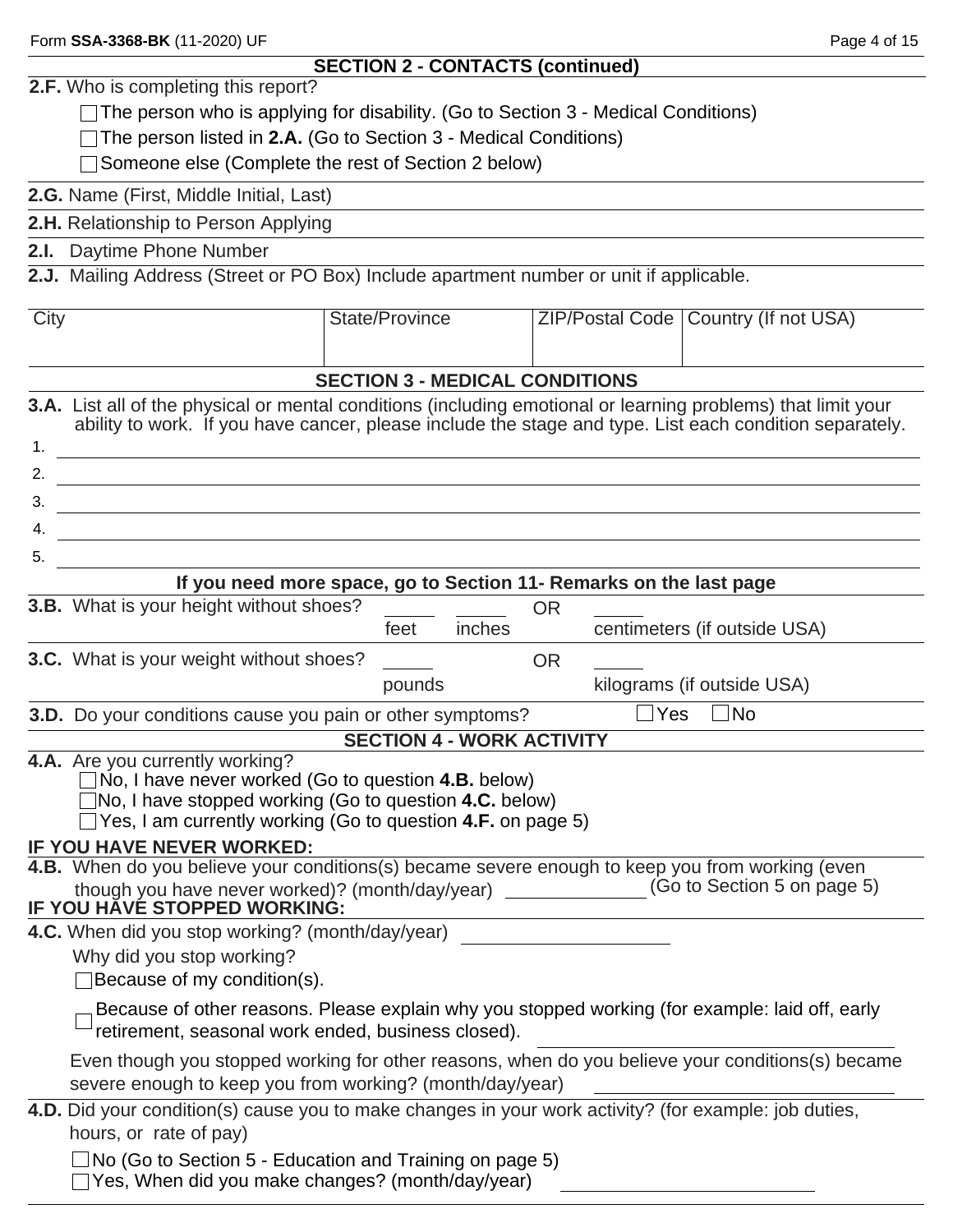## SECTION 2 - CONTACTS (continued)

**2.F.** Who is completing this report?

- ☐ The person who is applying for disability. (Go to Section 3 - Medical Conditions)
- ☐ The person listed in **2.A.** (Go to Section 3 - Medical Conditions)
- ☐ Someone else (Complete the rest of Section 2 below)

**2.G.** Name (First, Middle Initial, Last)

**2.H.** Relationship to Person Applying

**2.I.** Daytime Phone Number

**2.J.** Mailing Address (Street or PO Box) Include apartment number or unit if applicable.

| City | State/Province | ZIP/Postal Code | Country (If not USA) |
|---|---|---|---|
| | | | |

## SECTION 3 - MEDICAL CONDITIONS

**3.A.** List all of the physical or mental conditions (including emotional or learning problems) that limit your ability to work. If you have cancer, please include the stage and type. List each condition separately.

1. \_\_\_\_\_\_\_\_\_\_
2. \_\_\_\_\_\_\_\_\_\_
3. \_\_\_\_\_\_\_\_\_\_
4. \_\_\_\_\_\_\_\_\_\_
5. \_\_\_\_\_\_\_\_\_\_

**If you need more space, go to Section 11- Remarks on the last page**

**3.B.** What is your height without shoes? \_\_\_\_\_ feet \_\_\_\_\_ inches OR \_\_\_\_\_ centimeters (if outside USA)

**3.C.** What is your weight without shoes? \_\_\_\_\_ pounds OR \_\_\_\_\_ kilograms (if outside USA)

**3.D.** Do your conditions cause you pain or other symptoms? ☐ Yes ☐ No

## SECTION 4 - WORK ACTIVITY

**4.A.** Are you currently working?

- ☐ No, I have never worked (Go to question **4.B.** below)
- ☐ No, I have stopped working (Go to question **4.C.** below)
- ☐ Yes, I am currently working (Go to question **4.F.** on page 5)

**IF YOU HAVE NEVER WORKED:**

**4.B.** When do you believe your conditions(s) became severe enough to keep you from working (even though you have never worked)? (month/day/year) \_\_\_\_\_\_\_\_\_\_ (Go to Section 5 on page 5)

**IF YOU HAVE STOPPED WORKING:**

**4.C.** When did you stop working? (month/day/year) \_\_\_\_\_\_\_\_\_\_

Why did you stop working?

- ☐ Because of my condition(s).
- ☐ Because of other reasons. Please explain why you stopped working (for example: laid off, early retirement, seasonal work ended, business closed). \_\_\_\_\_\_\_\_\_\_

Even though you stopped working for other reasons, when do you believe your conditions(s) became severe enough to keep you from working? (month/day/year) \_\_\_\_\_\_\_\_\_\_

**4.D.** Did your condition(s) cause you to make changes in your work activity? (for example: job duties, hours, or rate of pay)

- ☐ No (Go to Section 5 - Education and Training on page 5)
- ☐ Yes, When did you make changes? (month/day/year) \_\_\_\_\_\_\_\_\_\_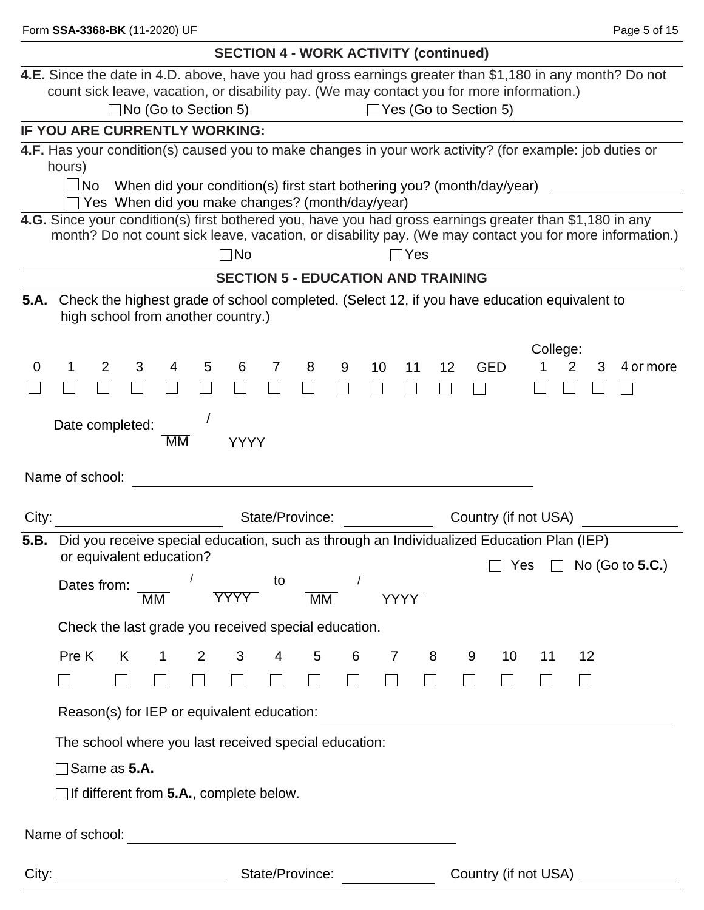## SECTION 4 - WORK ACTIVITY (continued)

**4.E.** Since the date in 4.D. above, have you had gross earnings greater than $1,180 in any month? Do not count sick leave, vacation, or disability pay. (We may contact you for more information.)

☐ No (Go to Section 5) ☐ Yes (Go to Section 5)

**IF YOU ARE CURRENTLY WORKING:**

**4.F.** Has your condition(s) caused you to make changes in your work activity? (for example: job duties or hours)

☐ No When did your condition(s) first start bothering you? (month/day/year) ______________

☐ Yes When did you make changes? (month/day/year)

**4.G.** Since your condition(s) first bothered you, have you had gross earnings greater than $1,180 in any month? Do not count sick leave, vacation, or disability pay. (We may contact you for more information.)

☐ No ☐ Yes

## SECTION 5 - EDUCATION AND TRAINING

**5.A.** Check the highest grade of school completed. (Select 12, if you have education equivalent to high school from another country.)

| 0 | 1 | 2 | 3 | 4 | 5 | 6 | 7 | 8 | 9 | 10 | 11 | 12 | GED | College: 1 | 2 | 3 | 4 or more |
|---|---|---|---|---|---|---|---|---|---|---|---|---|---|---|---|---|---|
| ☐ | ☐ | ☐ | ☐ | ☐ | ☐ | ☐ | ☐ | ☐ | ☐ | ☐ | ☐ | ☐ | ☐ | ☐ | ☐ | ☐ | ☐ |

Date completed: ____ / ______
MM YYYY

Name of school: ______________________________

City: ______________ State/Province: ____________ Country (if not USA) ____________

**5.B.** Did you receive special education, such as through an Individualized Education Plan (IEP) or equivalent education?

☐ Yes ☐ No (Go to **5.C.**)

Dates from: ____ / ______ to ____ / ______
MM YYYY MM YYYY

Check the last grade you received special education.

| Pre K | K | 1 | 2 | 3 | 4 | 5 | 6 | 7 | 8 | 9 | 10 | 11 | 12 |
|---|---|---|---|---|---|---|---|---|---|---|---|---|---|
| ☐ | ☐ | ☐ | ☐ | ☐ | ☐ | ☐ | ☐ | ☐ | ☐ | ☐ | ☐ | ☐ | ☐ |

Reason(s) for IEP or equivalent education: ______________________________

The school where you last received special education:

☐ Same as **5.A.**

☐ If different from **5.A.**, complete below.

Name of school: ______________________________

City: ______________ State/Province: ____________ Country (if not USA) ____________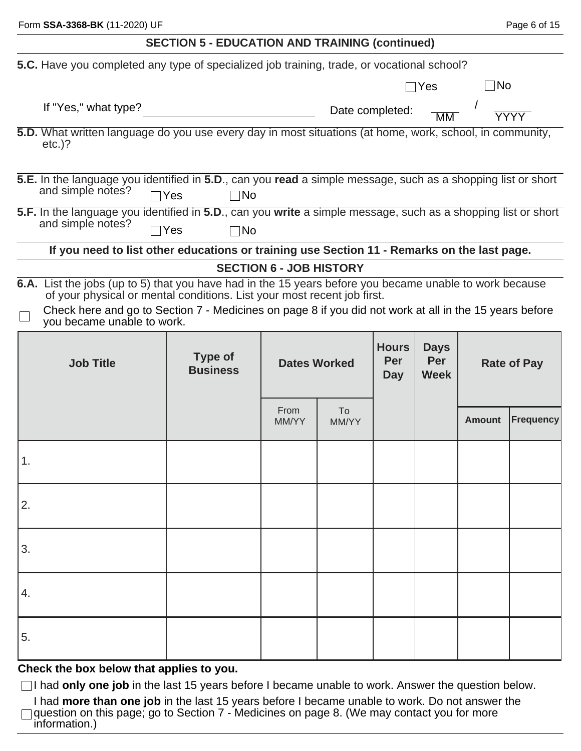## SECTION 5 - EDUCATION AND TRAINING (continued)

**5.C.** Have you completed any type of specialized job training, trade, or vocational school?

☐ Yes ☐ No

If "Yes," what type? ____________________ Date completed: ____ / ____
MM YYYY

**5.D.** What written language do you use every day in most situations (at home, work, school, in community, etc.)?

**5.E.** In the language you identified in **5.D**., can you **read** a simple message, such as a shopping list or short and simple notes? ☐ Yes ☐ No

**5.F.** In the language you identified in **5.D**., can you **write** a simple message, such as a shopping list or short and simple notes? ☐ Yes ☐ No

**If you need to list other educations or training use Section 11 - Remarks on the last page.**

## SECTION 6 - JOB HISTORY

**6.A.** List the jobs (up to 5) that you have had in the 15 years before you became unable to work because of your physical or mental conditions. List your most recent job first.

☐ Check here and go to Section 7 - Medicines on page 8 if you did not work at all in the 15 years before you became unable to work.

| Job Title | Type of Business | Dates Worked | | Hours Per Day | Days Per Week | Rate of Pay | |
|---|---|---|---|---|---|---|---|
| | | From MM/YY | To MM/YY | | | Amount | Frequency |
| 1. | | | | | | | |
| 2. | | | | | | | |
| 3. | | | | | | | |
| 4. | | | | | | | |
| 5. | | | | | | | |

**Check the box below that applies to you.**

☐ I had **only one job** in the last 15 years before I became unable to work. Answer the question below.

☐ I had **more than one job** in the last 15 years before I became unable to work. Do not answer the question on this page; go to Section 7 - Medicines on page 8. (We may contact you for more information.)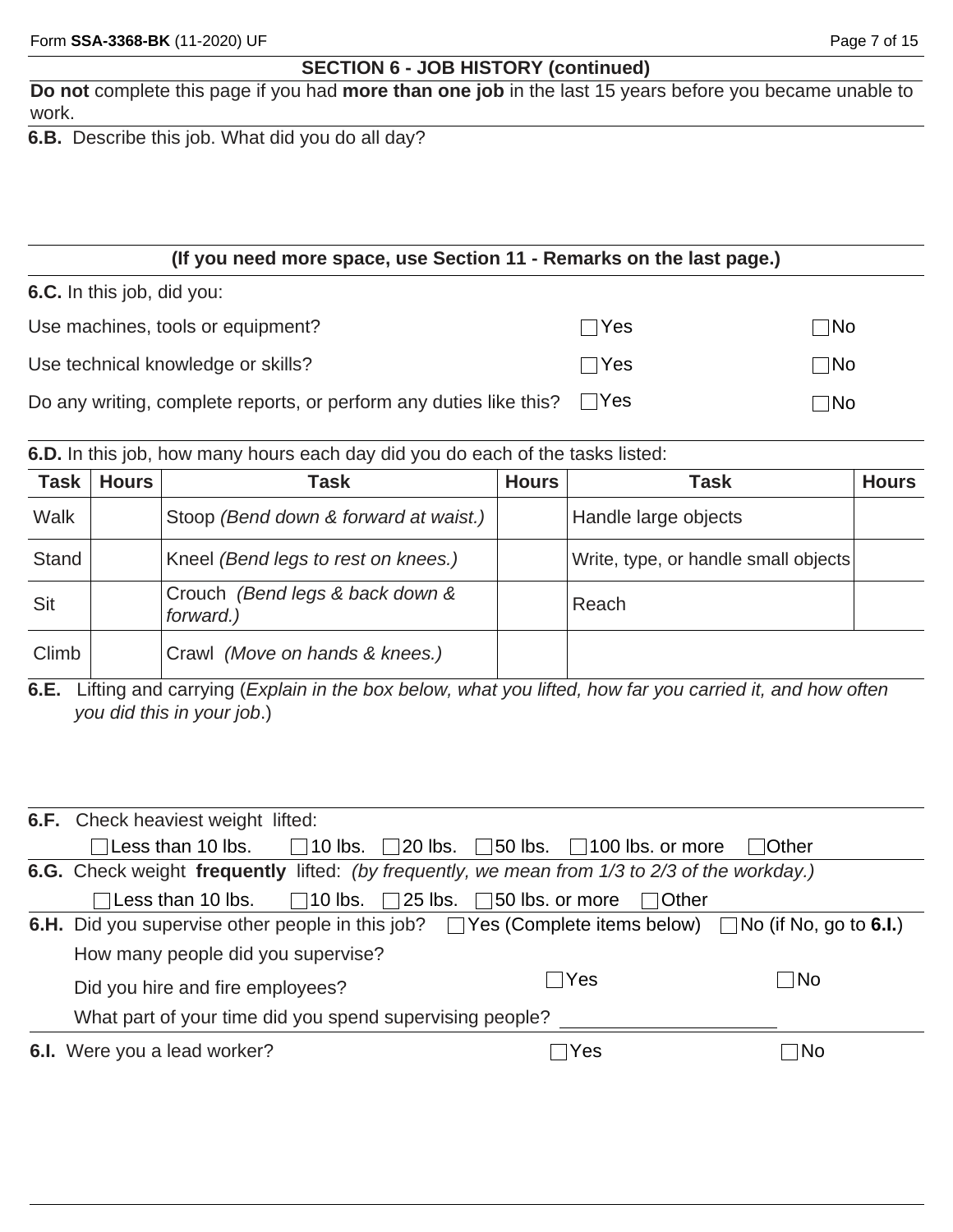## SECTION 6 - JOB HISTORY (continued)

**Do not** complete this page if you had **more than one job** in the last 15 years before you became unable to work.

**6.B.** Describe this job. What did you do all day?

**(If you need more space, use Section 11 - Remarks on the last page.)**

**6.C.** In this job, did you:

| | | |
|---|---|---|
| Use machines, tools or equipment? | ☐ Yes | ☐ No |
| Use technical knowledge or skills? | ☐ Yes | ☐ No |
| Do any writing, complete reports, or perform any duties like this? | ☐ Yes | ☐ No |

**6.D.** In this job, how many hours each day did you do each of the tasks listed:

| Task | Hours | Task | Hours | Task | Hours |
|---|---|---|---|---|---|
| Walk | | Stoop *(Bend down & forward at waist.)* | | Handle large objects | |
| Stand | | Kneel *(Bend legs to rest on knees.)* | | Write, type, or handle small objects | |
| Sit | | Crouch *(Bend legs & back down & forward.)* | | Reach | |
| Climb | | Crawl *(Move on hands & knees.)* | | | |

**6.E.** Lifting and carrying (*Explain in the box below, what you lifted, how far you carried it, and how often you did this in your job*.)

**6.F.** Check heaviest weight lifted:

☐ Less than 10 lbs. ☐ 10 lbs. ☐ 20 lbs. ☐ 50 lbs. ☐ 100 lbs. or more ☐ Other

**6.G.** Check weight **frequently** lifted: *(by frequently, we mean from 1/3 to 2/3 of the workday.)*

☐ Less than 10 lbs. ☐ 10 lbs. ☐ 25 lbs. ☐ 50 lbs. or more ☐ Other

**6.H.** Did you supervise other people in this job? ☐ Yes (Complete items below) ☐ No (if No, go to **6.I.**)

How many people did you supervise?

Did you hire and fire employees? ☐ Yes ☐ No

What part of your time did you spend supervising people? ____________________

**6.I.** Were you a lead worker? ☐ Yes ☐ No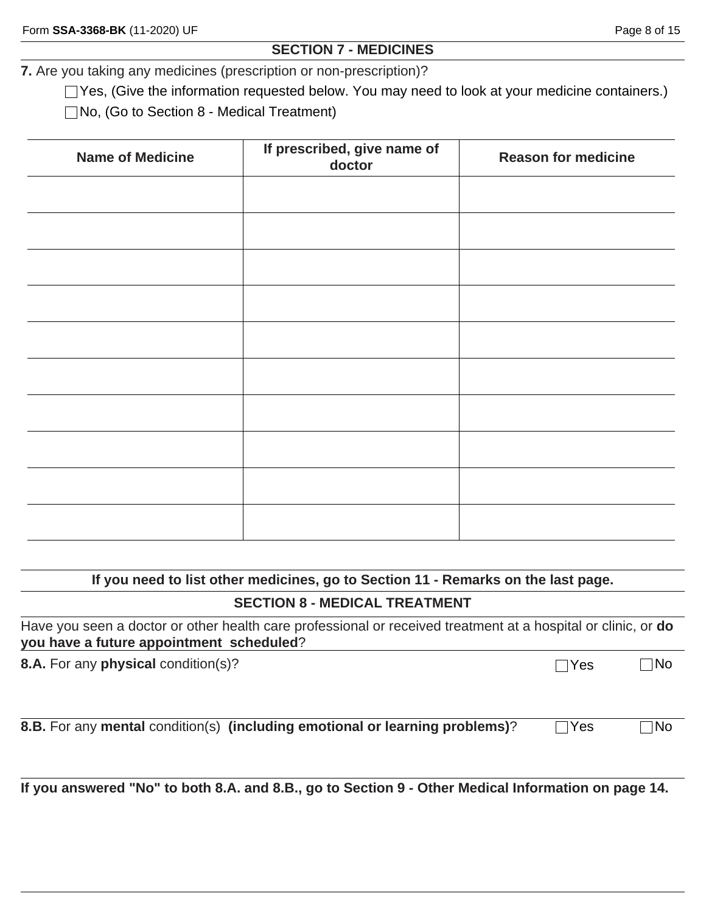## SECTION 7 - MEDICINES

**7.** Are you taking any medicines (prescription or non-prescription)?

☐ Yes, (Give the information requested below. You may need to look at your medicine containers.)

☐ No, (Go to Section 8 - Medical Treatment)

| Name of Medicine | If prescribed, give name of doctor | Reason for medicine |
|---|---|---|
| | | |
| | | |
| | | |
| | | |
| | | |
| | | |
| | | |
| | | |
| | | |
| | | |

**If you need to list other medicines, go to Section 11 - Remarks on the last page.**

## SECTION 8 - MEDICAL TREATMENT

Have you seen a doctor or other health care professional or received treatment at a hospital or clinic, or **do you have a future appointment scheduled**?

**8.A.** For any **physical** condition(s)? ☐ Yes ☐ No

**8.B.** For any **mental** condition(s) **(including emotional or learning problems)**? ☐ Yes ☐ No

**If you answered "No" to both 8.A. and 8.B., go to Section 9 - Other Medical Information on page 14.**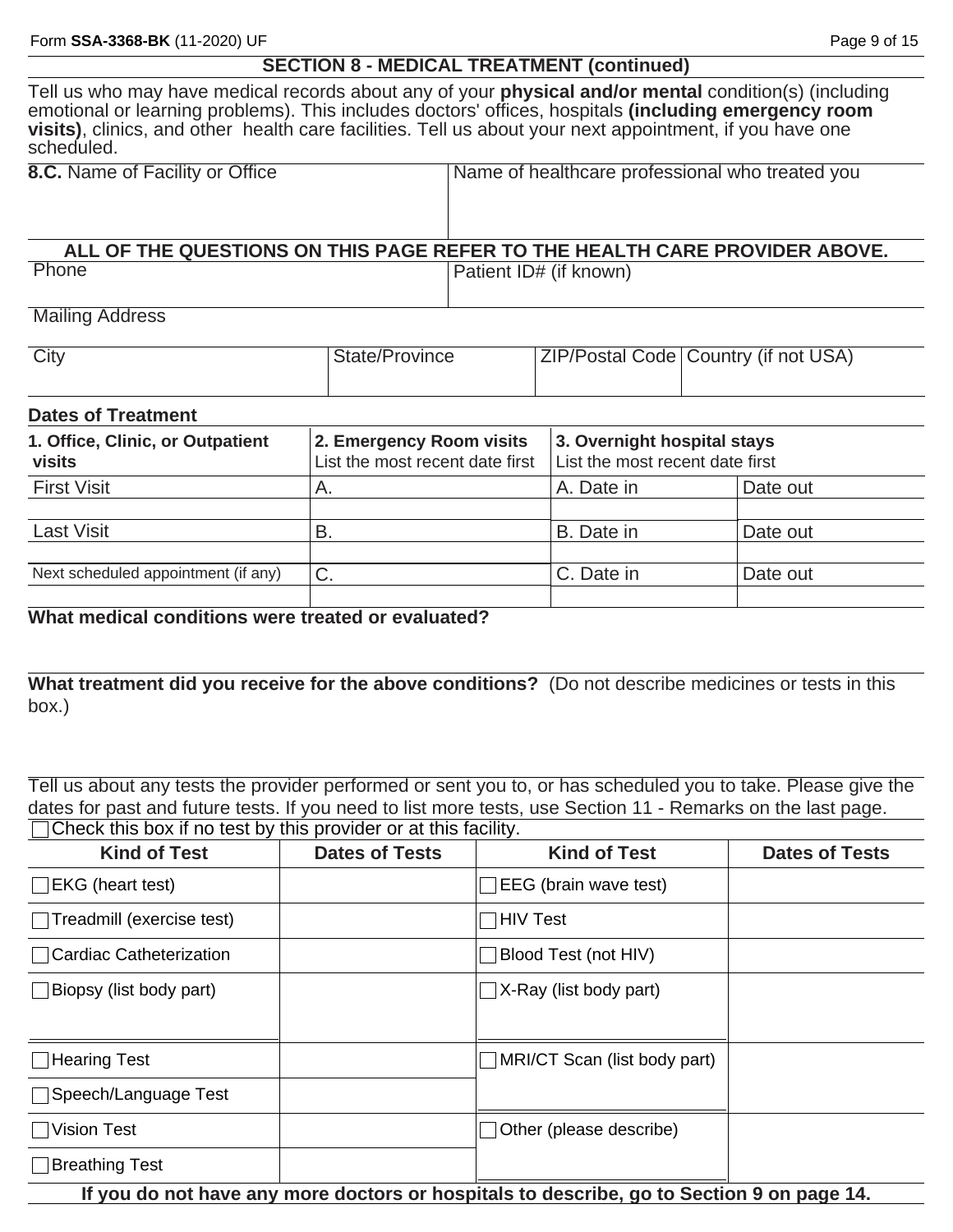## SECTION 8 - MEDICAL TREATMENT (continued)

Tell us who may have medical records about any of your **physical and/or mental** condition(s) (including emotional or learning problems). This includes doctors' offices, hospitals **(including emergency room visits)**, clinics, and other health care facilities. Tell us about your next appointment, if you have one scheduled.

| **8.C.** Name of Facility or Office | Name of healthcare professional who treated you |
| --- | --- |
| | |

**ALL OF THE QUESTIONS ON THIS PAGE REFER TO THE HEALTH CARE PROVIDER ABOVE.**

| Phone | Patient ID# (if known) |
| --- | --- |
| | |

Mailing Address

| City | State/Province | ZIP/Postal Code | Country (if not USA) |
| --- | --- | --- | --- |
| | | | |

**Dates of Treatment**

| **1. Office, Clinic, or Outpatient visits** | **2. Emergency Room visits** List the most recent date first | **3. Overnight hospital stays** List the most recent date first | |
| --- | --- | --- | --- |
| First Visit | A. | A. Date in | Date out |
| | | | |
| Last Visit | B. | B. Date in | Date out |
| | | | |
| Next scheduled appointment (if any) | C. | C. Date in | Date out |
| | | | |

**What medical conditions were treated or evaluated?**

**What treatment did you receive for the above conditions?** (Do not describe medicines or tests in this box.)

Tell us about any tests the provider performed or sent you to, or has scheduled you to take. Please give the dates for past and future tests. If you need to list more tests, use Section 11 - Remarks on the last page.

☐ Check this box if no test by this provider or at this facility.

| Kind of Test | Dates of Tests | Kind of Test | Dates of Tests |
| --- | --- | --- | --- |
| ☐ EKG (heart test) | | ☐ EEG (brain wave test) | |
| ☐ Treadmill (exercise test) | | ☐ HIV Test | |
| ☐ Cardiac Catheterization | | ☐ Blood Test (not HIV) | |
| ☐ Biopsy (list body part) | | ☐ X-Ray (list body part) | |
| ☐ Hearing Test | | ☐ MRI/CT Scan (list body part) | |
| ☐ Speech/Language Test | | | |
| ☐ Vision Test | | ☐ Other (please describe) | |
| ☐ Breathing Test | | | |

**If you do not have any more doctors or hospitals to describe, go to Section 9 on page 14.**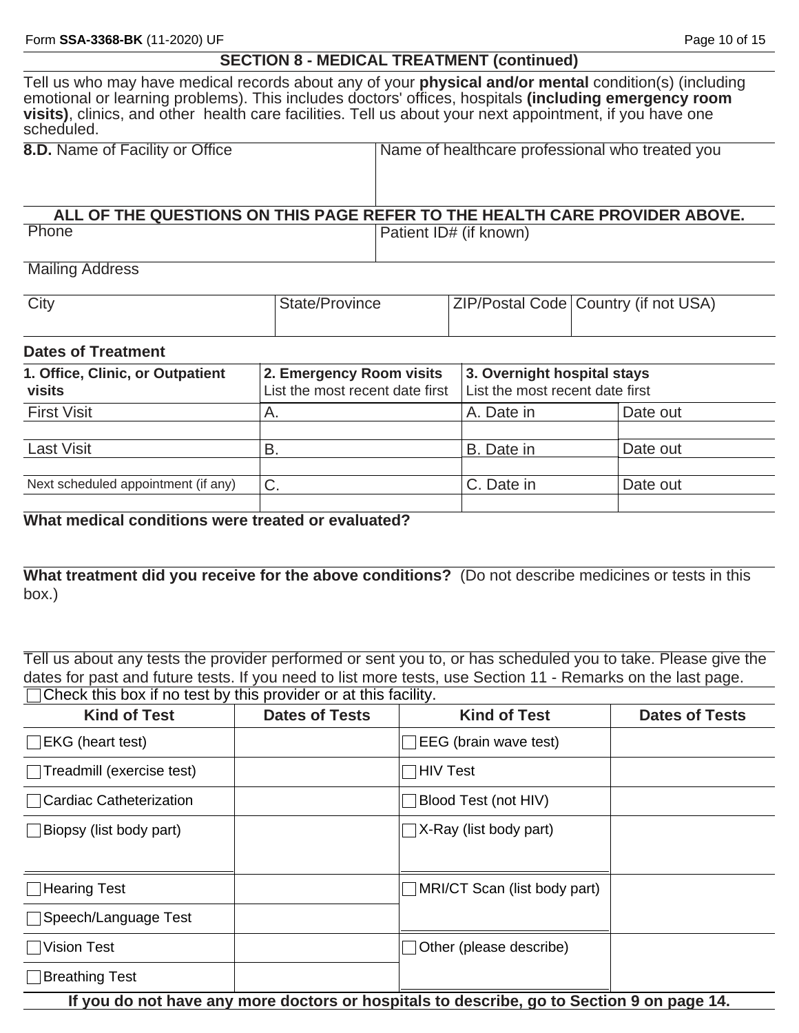## SECTION 8 - MEDICAL TREATMENT (continued)

Tell us who may have medical records about any of your **physical and/or mental** condition(s) (including emotional or learning problems). This includes doctors' offices, hospitals **(including emergency room visits)**, clinics, and other health care facilities. Tell us about your next appointment, if you have one scheduled.

| **8.D.** Name of Facility or Office | Name of healthcare professional who treated you |
|---|---|
| | |

**ALL OF THE QUESTIONS ON THIS PAGE REFER TO THE HEALTH CARE PROVIDER ABOVE.**

| Phone | Patient ID# (if known) |
|---|---|
| | |

Mailing Address

| City | State/Province | ZIP/Postal Code | Country (if not USA) |
|---|---|---|---|
| | | | |

### Dates of Treatment

| **1. Office, Clinic, or Outpatient visits** | **2. Emergency Room visits** List the most recent date first | **3. Overnight hospital stays** List the most recent date first | |
|---|---|---|---|
| First Visit | A. | A. Date in | Date out |
| | | | |
| Last Visit | B. | B. Date in | Date out |
| | | | |
| Next scheduled appointment (if any) | C. | C. Date in | Date out |
| | | | |

**What medical conditions were treated or evaluated?**

**What treatment did you receive for the above conditions?** (Do not describe medicines or tests in this box.)

Tell us about any tests the provider performed or sent you to, or has scheduled you to take. Please give the dates for past and future tests. If you need to list more tests, use Section 11 - Remarks on the last page.

☐ Check this box if no test by this provider or at this facility.

| Kind of Test | Dates of Tests | Kind of Test | Dates of Tests |
|---|---|---|---|
| ☐ EKG (heart test) | | ☐ EEG (brain wave test) | |
| ☐ Treadmill (exercise test) | | ☐ HIV Test | |
| ☐ Cardiac Catheterization | | ☐ Blood Test (not HIV) | |
| ☐ Biopsy (list body part) | | ☐ X-Ray (list body part) | |
| ☐ Hearing Test | | ☐ MRI/CT Scan (list body part) | |
| ☐ Speech/Language Test | | | |
| ☐ Vision Test | | ☐ Other (please describe) | |
| ☐ Breathing Test | | | |

**If you do not have any more doctors or hospitals to describe, go to Section 9 on page 14.**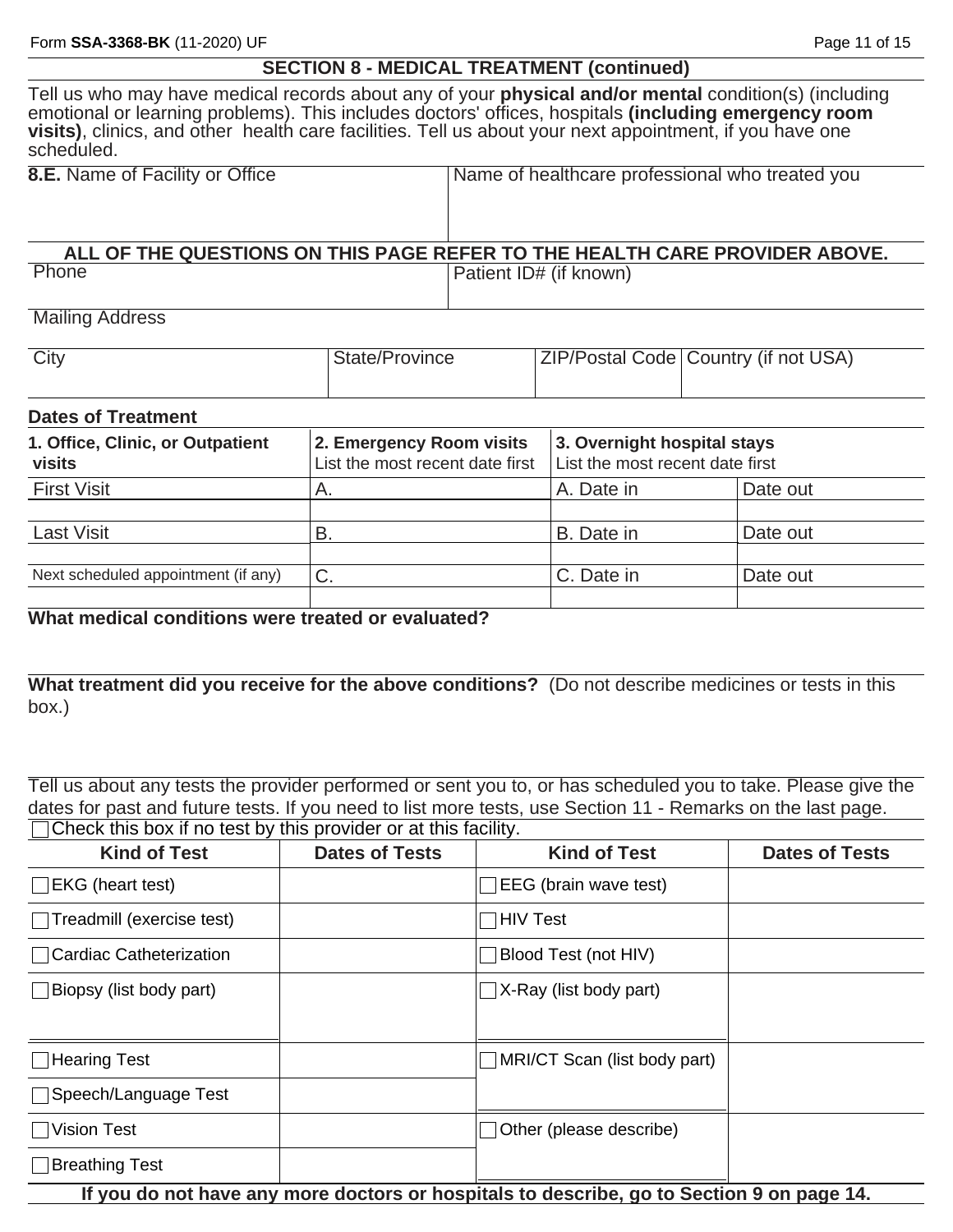## SECTION 8 - MEDICAL TREATMENT (continued)

Tell us who may have medical records about any of your **physical and/or mental** condition(s) (including emotional or learning problems). This includes doctors' offices, hospitals **(including emergency room visits)**, clinics, and other health care facilities. Tell us about your next appointment, if you have one scheduled.

| **8.E.** Name of Facility or Office | Name of healthcare professional who treated you |
|---|---|
| | |

**ALL OF THE QUESTIONS ON THIS PAGE REFER TO THE HEALTH CARE PROVIDER ABOVE.**

| Phone | Patient ID# (if known) |
|---|---|
| | |

Mailing Address

| City | State/Province | ZIP/Postal Code | Country (if not USA) |
|---|---|---|---|
| | | | |

**Dates of Treatment**

| **1. Office, Clinic, or Outpatient visits** | **2. Emergency Room visits** List the most recent date first | **3. Overnight hospital stays** List the most recent date first | |
|---|---|---|---|
| First Visit | A. | A. Date in | Date out |
| | | | |
| Last Visit | B. | B. Date in | Date out |
| | | | |
| Next scheduled appointment (if any) | C. | C. Date in | Date out |
| | | | |

**What medical conditions were treated or evaluated?**

**What treatment did you receive for the above conditions?** (Do not describe medicines or tests in this box.)

Tell us about any tests the provider performed or sent you to, or has scheduled you to take. Please give the dates for past and future tests. If you need to list more tests, use Section 11 - Remarks on the last page.

☐ Check this box if no test by this provider or at this facility.

| Kind of Test | Dates of Tests | Kind of Test | Dates of Tests |
|---|---|---|---|
| ☐ EKG (heart test) | | ☐ EEG (brain wave test) | |
| ☐ Treadmill (exercise test) | | ☐ HIV Test | |
| ☐ Cardiac Catheterization | | ☐ Blood Test (not HIV) | |
| ☐ Biopsy (list body part) | | ☐ X-Ray (list body part) | |
| ☐ Hearing Test | | ☐ MRI/CT Scan (list body part) | |
| ☐ Speech/Language Test | | | |
| ☐ Vision Test | | ☐ Other (please describe) | |
| ☐ Breathing Test | | | |

**If you do not have any more doctors or hospitals to describe, go to Section 9 on page 14.**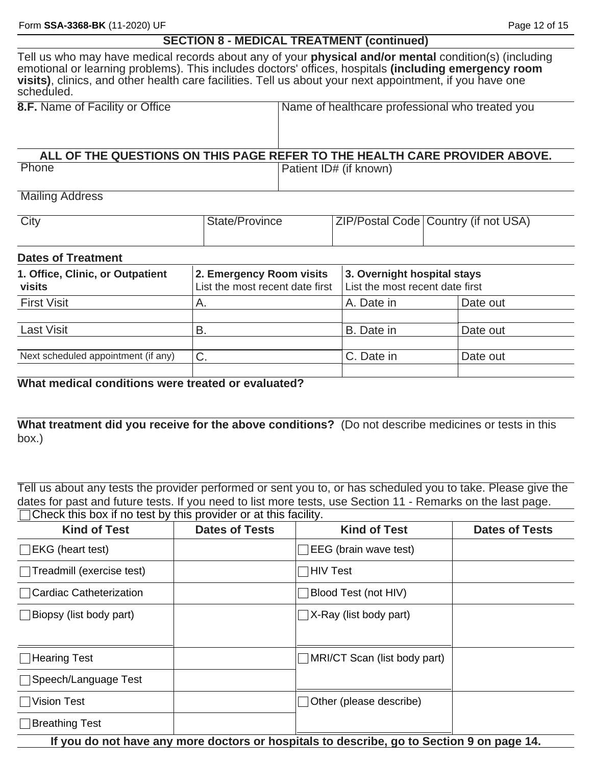## SECTION 8 - MEDICAL TREATMENT (continued)

Tell us who may have medical records about any of your **physical and/or mental** condition(s) (including emotional or learning problems). This includes doctors' offices, hospitals **(including emergency room visits)**, clinics, and other health care facilities. Tell us about your next appointment, if you have one scheduled.

| **8.F.** Name of Facility or Office | Name of healthcare professional who treated you |
|---|---|
| | |

**ALL OF THE QUESTIONS ON THIS PAGE REFER TO THE HEALTH CARE PROVIDER ABOVE.**

| Phone | Patient ID# (if known) |
|---|---|
| | |

Mailing Address

| City | State/Province | ZIP/Postal Code | Country (if not USA) |
|---|---|---|---|
| | | | |

**Dates of Treatment**

| **1. Office, Clinic, or Outpatient visits** | **2. Emergency Room visits** List the most recent date first | **3. Overnight hospital stays** List the most recent date first | |
|---|---|---|---|
| First Visit | A. | A. Date in | Date out |
| | | | |
| Last Visit | B. | B. Date in | Date out |
| | | | |
| Next scheduled appointment (if any) | C. | C. Date in | Date out |
| | | | |

**What medical conditions were treated or evaluated?**

**What treatment did you receive for the above conditions?** (Do not describe medicines or tests in this box.)

Tell us about any tests the provider performed or sent you to, or has scheduled you to take. Please give the dates for past and future tests. If you need to list more tests, use Section 11 - Remarks on the last page.

☐ Check this box if no test by this provider or at this facility.

| Kind of Test | Dates of Tests | Kind of Test | Dates of Tests |
|---|---|---|---|
| ☐ EKG (heart test) | | ☐ EEG (brain wave test) | |
| ☐ Treadmill (exercise test) | | ☐ HIV Test | |
| ☐ Cardiac Catheterization | | ☐ Blood Test (not HIV) | |
| ☐ Biopsy (list body part) | | ☐ X-Ray (list body part) | |
| ☐ Hearing Test | | ☐ MRI/CT Scan (list body part) | |
| ☐ Speech/Language Test | | | |
| ☐ Vision Test | | ☐ Other (please describe) | |
| ☐ Breathing Test | | | |

**If you do not have any more doctors or hospitals to describe, go to Section 9 on page 14.**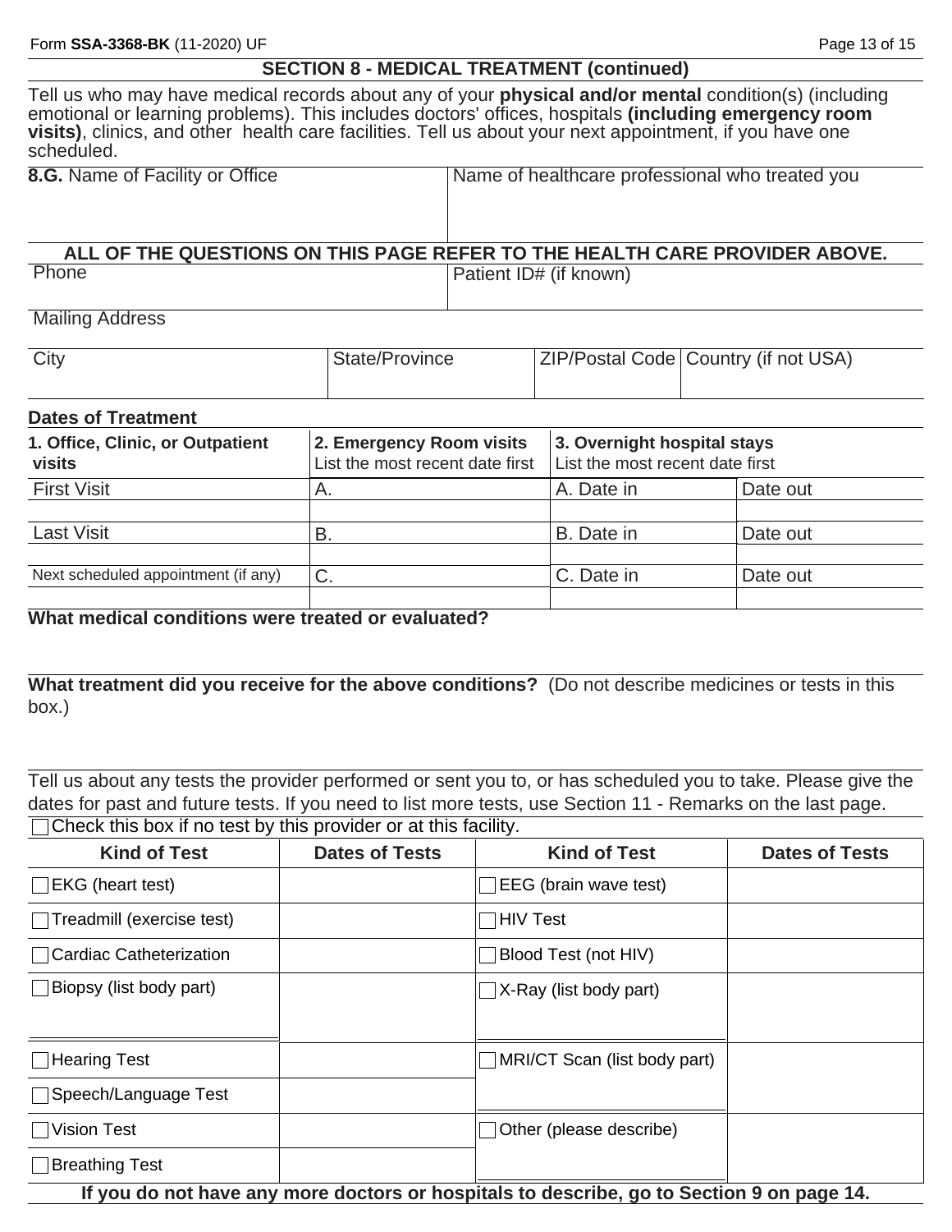## SECTION 8 - MEDICAL TREATMENT (continued)

Tell us who may have medical records about any of your **physical and/or mental** condition(s) (including emotional or learning problems). This includes doctors' offices, hospitals **(including emergency room visits)**, clinics, and other health care facilities. Tell us about your next appointment, if you have one scheduled.

| **8.G.** Name of Facility or Office | Name of healthcare professional who treated you |
|---|---|
| | |

**ALL OF THE QUESTIONS ON THIS PAGE REFER TO THE HEALTH CARE PROVIDER ABOVE.**

| Phone | Patient ID# (if known) |
|---|---|
| | |

Mailing Address

| City | State/Province | ZIP/Postal Code | Country (if not USA) |
|---|---|---|---|
| | | | |

**Dates of Treatment**

| **1. Office, Clinic, or Outpatient visits** | **2. Emergency Room visits** List the most recent date first | **3. Overnight hospital stays** List the most recent date first | |
|---|---|---|---|
| First Visit | A. | A. Date in | Date out |
| | | | |
| Last Visit | B. | B. Date in | Date out |
| | | | |
| Next scheduled appointment (if any) | C. | C. Date in | Date out |
| | | | |

**What medical conditions were treated or evaluated?**

**What treatment did you receive for the above conditions?** (Do not describe medicines or tests in this box.)

Tell us about any tests the provider performed or sent you to, or has scheduled you to take. Please give the dates for past and future tests. If you need to list more tests, use Section 11 - Remarks on the last page.

☐ Check this box if no test by this provider or at this facility.

| Kind of Test | Dates of Tests | Kind of Test | Dates of Tests |
|---|---|---|---|
| ☐ EKG (heart test) | | ☐ EEG (brain wave test) | |
| ☐ Treadmill (exercise test) | | ☐ HIV Test | |
| ☐ Cardiac Catheterization | | ☐ Blood Test (not HIV) | |
| ☐ Biopsy (list body part) | | ☐ X-Ray (list body part) | |
| ☐ Hearing Test | | ☐ MRI/CT Scan (list body part) | |
| ☐ Speech/Language Test | | | |
| ☐ Vision Test | | ☐ Other (please describe) | |
| ☐ Breathing Test | | | |

**If you do not have any more doctors or hospitals to describe, go to Section 9 on page 14.**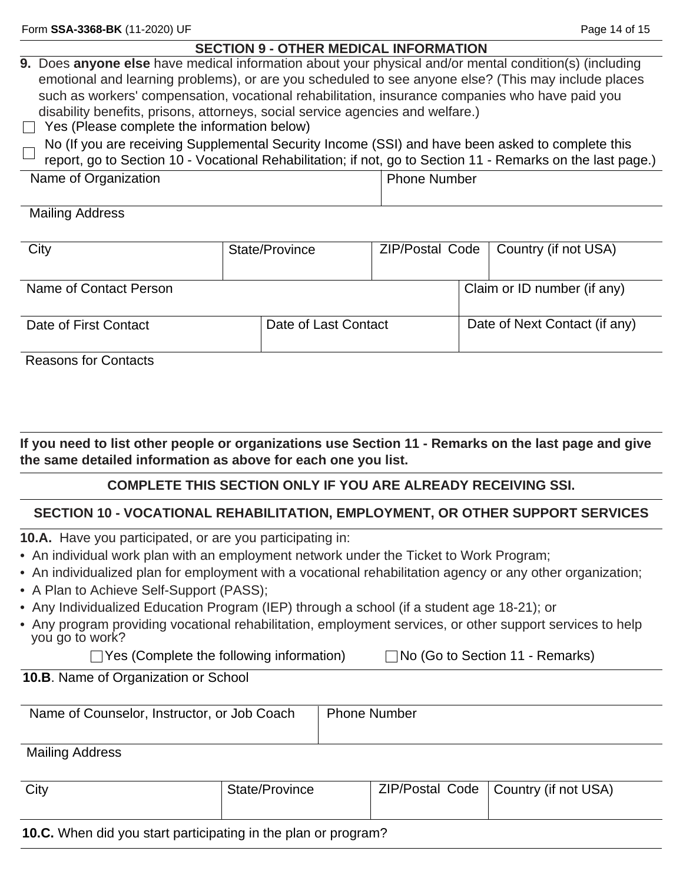## SECTION 9 - OTHER MEDICAL INFORMATION

**9.** Does **anyone else** have medical information about your physical and/or mental condition(s) (including emotional and learning problems), or are you scheduled to see anyone else? (This may include places such as workers' compensation, vocational rehabilitation, insurance companies who have paid you disability benefits, prisons, attorneys, social service agencies and welfare.)

☐ Yes (Please complete the information below)

☐ No (If you are receiving Supplemental Security Income (SSI) and have been asked to complete this report, go to Section 10 - Vocational Rehabilitation; if not, go to Section 11 - Remarks on the last page.)

| Name of Organization | | | Phone Number |
|---|---|---|---|
| Mailing Address | | | |
| City | State/Province | ZIP/Postal Code | Country (if not USA) |
| Name of Contact Person | | | Claim or ID number (if any) |
| Date of First Contact | Date of Last Contact | | Date of Next Contact (if any) |
| Reasons for Contacts | | | |

**If you need to list other people or organizations use Section 11 - Remarks on the last page and give the same detailed information as above for each one you list.**

**COMPLETE THIS SECTION ONLY IF YOU ARE ALREADY RECEIVING SSI.**

## SECTION 10 - VOCATIONAL REHABILITATION, EMPLOYMENT, OR OTHER SUPPORT SERVICES

**10.A.** Have you participated, or are you participating in:

- An individual work plan with an employment network under the Ticket to Work Program;
- An individualized plan for employment with a vocational rehabilitation agency or any other organization;
- A Plan to Achieve Self-Support (PASS);
- Any Individualized Education Program (IEP) through a school (if a student age 18-21); or
- Any program providing vocational rehabilitation, employment services, or other support services to help you go to work?

☐ Yes (Complete the following information) ☐ No (Go to Section 11 - Remarks)

**10.B**. Name of Organization or School

| Name of Counselor, Instructor, or Job Coach | | Phone Number | |
|---|---|---|---|
| Mailing Address | | | |
| City | State/Province | ZIP/Postal Code | Country (if not USA) |

**10.C.** When did you start participating in the plan or program?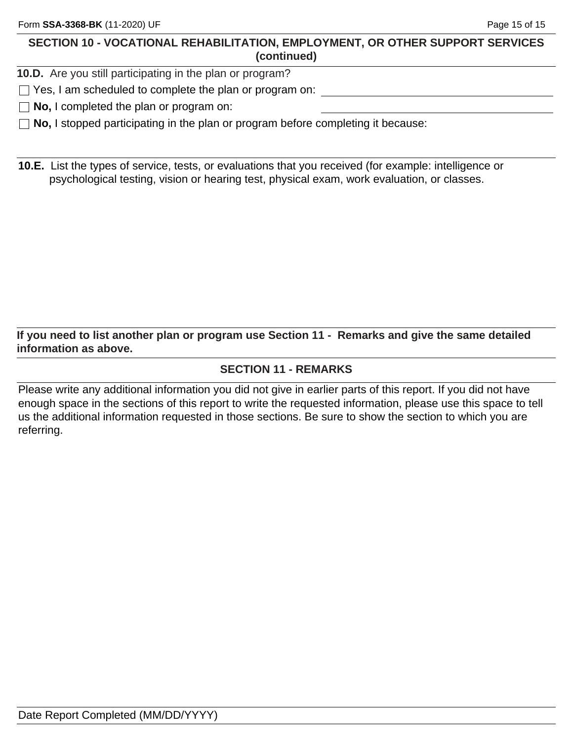## SECTION 10 - VOCATIONAL REHABILITATION, EMPLOYMENT, OR OTHER SUPPORT SERVICES (continued)

**10.D.** Are you still participating in the plan or program?

☐ Yes, I am scheduled to complete the plan or program on: ____________________

☐ **No,** I completed the plan or program on: ____________________

☐ **No,** I stopped participating in the plan or program before completing it because:

**10.E.** List the types of service, tests, or evaluations that you received (for example: intelligence or psychological testing, vision or hearing test, physical exam, work evaluation, or classes.

**If you need to list another plan or program use Section 11 - Remarks and give the same detailed information as above.**

## SECTION 11 - REMARKS

Please write any additional information you did not give in earlier parts of this report. If you did not have enough space in the sections of this report to write the requested information, please use this space to tell us the additional information requested in those sections. Be sure to show the section to which you are referring.

Date Report Completed (MM/DD/YYYY)